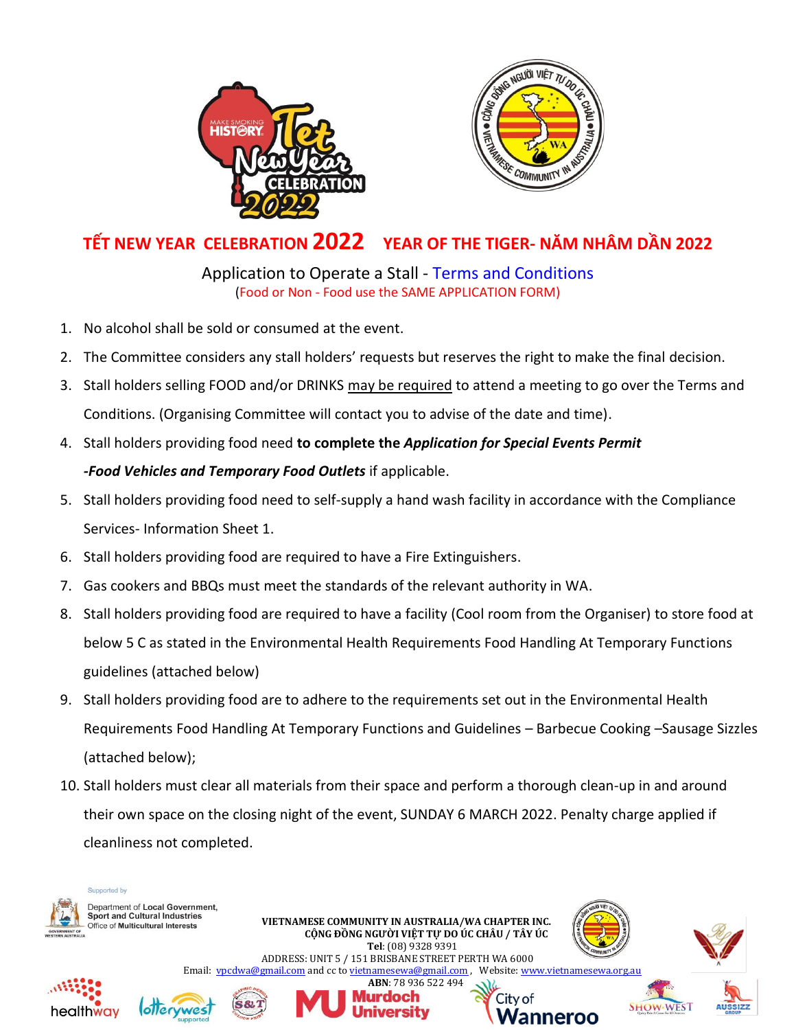# TẾT NEW YEAR CELEBRATION 2022 YEAR OF THE TIGER- NĂM NHÂM DẦN 2022

## Application to Operate a Stall - Terms and Conditions

(Food or Non - Food use the SAME APPLICATION FORM)

1. No alcohol shall be sold or consumed at the event.
2. The Committee considers any stall holders' requests but reserves the right to make the final decision.
3. Stall holders selling FOOD and/or DRINKS may be required to attend a meeting to go over the Terms and Conditions. (Organising Committee will contact you to advise of the date and time).
4. Stall holders providing food need **to complete the *Application for Special Events Permit -Food Vehicles and Temporary Food Outlets*** if applicable.
5. Stall holders providing food need to self-supply a hand wash facility in accordance with the Compliance Services- Information Sheet 1.
6. Stall holders providing food are required to have a Fire Extinguishers.
7. Gas cookers and BBQs must meet the standards of the relevant authority in WA.
8. Stall holders providing food are required to have a facility (Cool room from the Organiser) to store food at below 5 C as stated in the Environmental Health Requirements Food Handling At Temporary Functions guidelines (attached below)
9. Stall holders providing food are to adhere to the requirements set out in the Environmental Health Requirements Food Handling At Temporary Functions and Guidelines – Barbecue Cooking –Sausage Sizzles (attached below);
10. Stall holders must clear all materials from their space and perform a thorough clean-up in and around their own space on the closing night of the event, SUNDAY 6 MARCH 2022. Penalty charge applied if cleanliness not completed.

Supported by Department of Local Government, Sport and Cultural Industries Office of Multicultural Interests

**VIETNAMESE COMMUNITY IN AUSTRALIA/WA CHAPTER INC.**
**CỘNG ĐỒNG NGƯỜI VIỆT TỰ DO ÚC CHÂU / TÂY ÚC**
**Tel**: (08) 9328 9391
ADDRESS: UNIT 5 / 151 BRISBANE STREET PERTH WA 6000
Email: vpcdwa@gmail.com and cc to vietnamesewa@gmail.com, Website: www.vietnamesewa.org.au
**ABN**: 78 936 522 494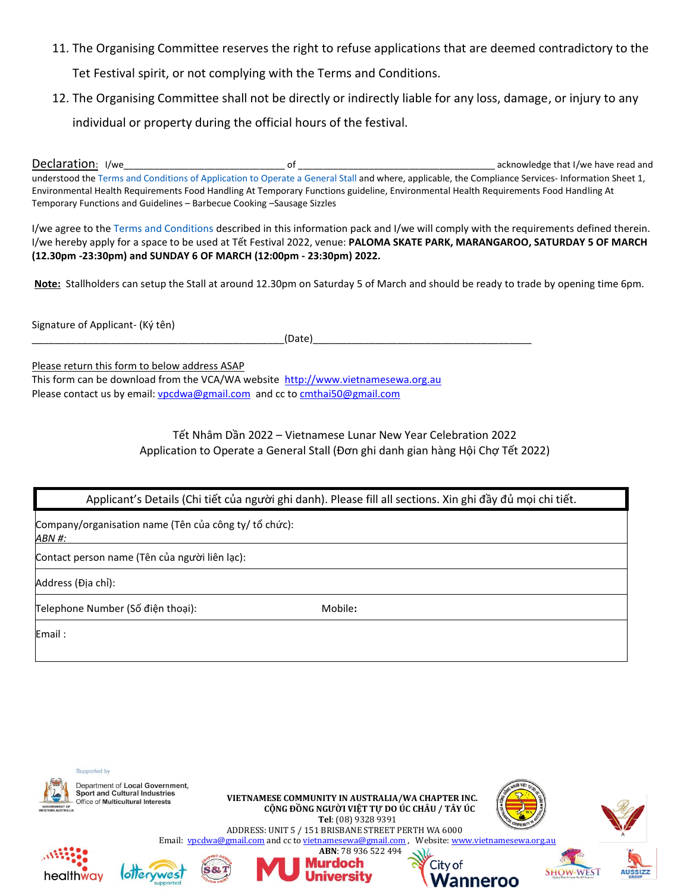11. The Organising Committee reserves the right to refuse applications that are deemed contradictory to the Tet Festival spirit, or not complying with the Terms and Conditions.
12. The Organising Committee shall not be directly or indirectly liable for any loss, damage, or injury to any individual or property during the official hours of the festival.

Declaration: I/we______________________________ of _____________________________________ acknowledge that I/we have read and understood the Terms and Conditions of Application to Operate a General Stall and where, applicable, the Compliance Services- Information Sheet 1, Environmental Health Requirements Food Handling At Temporary Functions guideline, Environmental Health Requirements Food Handling At Temporary Functions and Guidelines – Barbecue Cooking –Sausage Sizzles

I/we agree to the Terms and Conditions described in this information pack and I/we will comply with the requirements defined therein. I/we hereby apply for a space to be used at Tết Festival 2022, venue: **PALOMA SKATE PARK, MARANGAROO, SATURDAY 5 OF MARCH (12.30pm -23:30pm) and SUNDAY 6 OF MARCH (12:00pm - 23:30pm) 2022.**

**Note:** Stallholders can setup the Stall at around 12.30pm on Saturday 5 of March and should be ready to trade by opening time 6pm.

Signature of Applicant- (Ký tên)
_______________________________________________(Date)_________________________________________

Please return this form to below address ASAP
This form can be download from the VCA/WA website http://www.vietnamesewa.org.au
Please contact us by email: vpcdwa@gmail.com and cc to cmthai50@gmail.com

Tết Nhâm Dần 2022 – Vietnamese Lunar New Year Celebration 2022
Application to Operate a General Stall (Đơn ghi danh gian hàng Hội Chợ Tết 2022)

| Applicant's Details (Chi tiết của người ghi danh). Please fill all sections. Xin ghi đầy đủ mọi chi tiết. | |
|---|---|
| Company/organisation name (Tên của công ty/ tổ chức): *ABN #:* | |
| Contact person name (Tên của người liên lạc): | |
| Address (Địa chỉ): | |
| Telephone Number (Số điện thoại): | Mobile: |
| Email : | |

Supported by
Department of Local Government, Sport and Cultural Industries
Office of Multicultural Interests

**VIETNAMESE COMMUNITY IN AUSTRALIA/WA CHAPTER INC.**
**CỘNG ĐỒNG NGƯỜI VIỆT TỰ DO ÚC CHÂU / TÂY ÚC**
**Tel**: (08) 9328 9391
ADDRESS: UNIT 5 / 151 BRISBANE STREET PERTH WA 6000
Email: vpcdwa@gmail.com and cc to vietnamesewa@gmail.com, Website: www.vietnamesewa.org.au
**ABN**: 78 936 522 494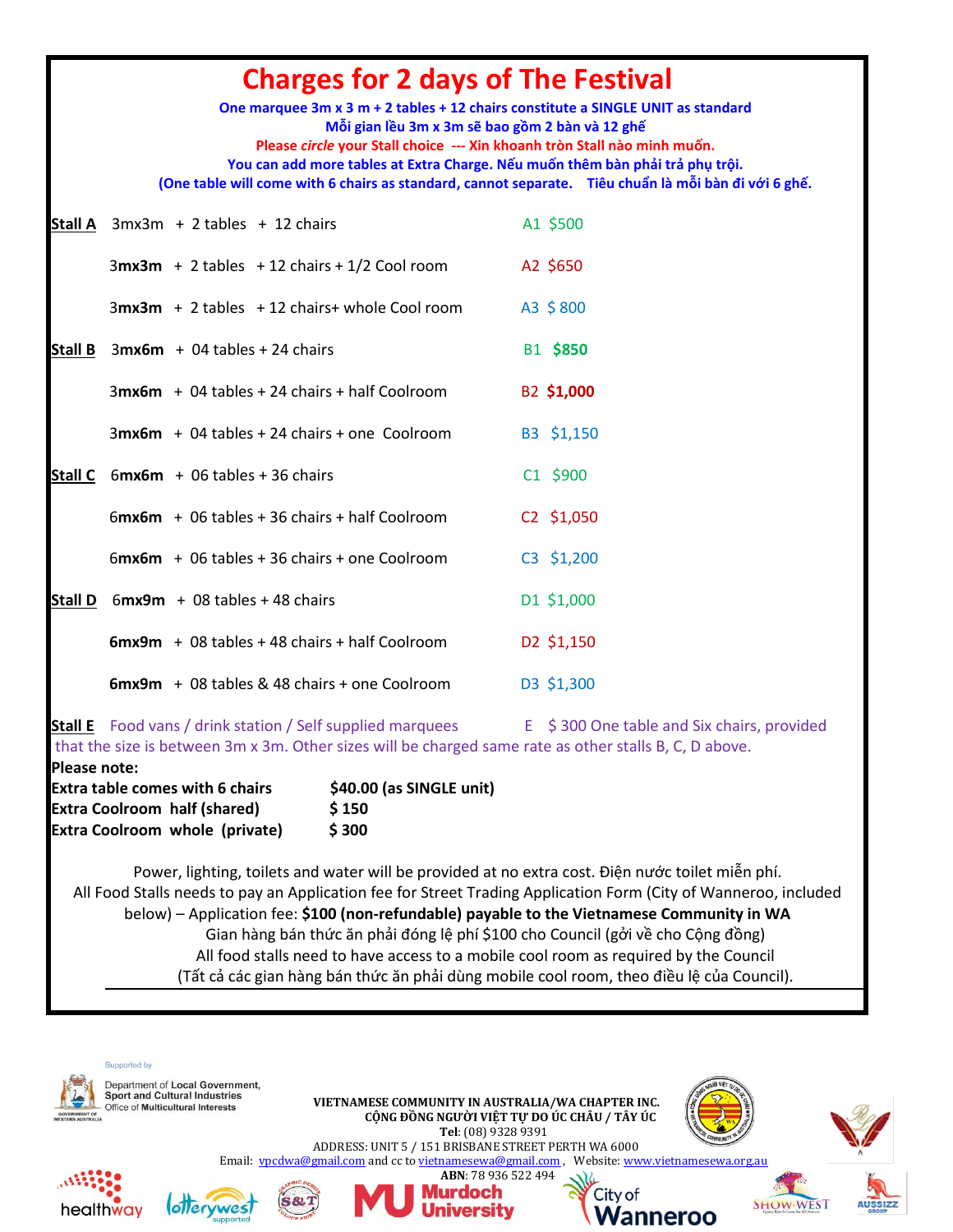# Charges for 2 days of The Festival

**One marquee 3m x 3 m + 2 tables + 12 chairs constitute a SINGLE UNIT as standard**
**Mỗi gian lều 3m x 3m sẽ bao gồm 2 bàn và 12 ghế**
**Please *circle* your Stall choice --- Xin khoanh tròn Stall nào mình muốn.**
**You can add more tables at Extra Charge. Nếu muốn thêm bàn phải trả phụ trội.**
**(One table will come with 6 chairs as standard, cannot separate. Tiêu chuẩn là mỗi bàn đi với 6 ghế.**

| | | |
|---|---|---|
| **Stall A** | 3mx3m + 2 tables + 12 chairs | A1 $500 |
| | 3mx3m + 2 tables + 12 chairs + 1/2 Cool room | A2 $650 |
| | 3mx3m + 2 tables + 12 chairs+ whole Cool room | A3 $ 800 |
| **Stall B** | 3mx6m + 04 tables + 24 chairs | B1 **$850** |
| | 3mx6m + 04 tables + 24 chairs + half Coolroom | B2 **$1,000** |
| | 3mx6m + 04 tables + 24 chairs + one Coolroom | B3 $1,150 |
| **Stall C** | 6mx6m + 06 tables + 36 chairs | C1 $900 |
| | 6mx6m + 06 tables + 36 chairs + half Coolroom | C2 $1,050 |
| | 6mx6m + 06 tables + 36 chairs + one Coolroom | C3 $1,200 |
| **Stall D** | 6mx9m + 08 tables + 48 chairs | D1 $1,000 |
| | 6mx9m + 08 tables + 48 chairs + half Coolroom | D2 $1,150 |
| | 6mx9m + 08 tables & 48 chairs + one Coolroom | D3 $1,300 |

**Stall E** Food vans / drink station / Self supplied marquees E $ 300 One table and Six chairs, provided that the size is between 3m x 3m. Other sizes will be charged same rate as other stalls B, C, D above.

**Please note:**

| | |
|---|---|
| **Extra table comes with 6 chairs** | **$40.00 (as SINGLE unit)** |
| **Extra Coolroom half (shared)** | **$ 150** |
| **Extra Coolroom whole (private)** | **$ 300** |

Power, lighting, toilets and water will be provided at no extra cost. Điện nước toilet miễn phí.
All Food Stalls needs to pay an Application fee for Street Trading Application Form (City of Wanneroo, included below) – Application fee: **$100 (non-refundable) payable to the Vietnamese Community in WA**
Gian hàng bán thức ăn phải đóng lệ phí $100 cho Council (gởi về cho Cộng đồng)
All food stalls need to have access to a mobile cool room as required by the Council
(Tất cả các gian hàng bán thức ăn phải dùng mobile cool room, theo điều lệ của Council).

Supported by
Department of Local Government, Sport and Cultural Industries
Office of Multicultural Interests

**VIETNAMESE COMMUNITY IN AUSTRALIA/WA CHAPTER INC.**
**CỘNG ĐỒNG NGƯỜI VIỆT TỰ DO ÚC CHÂU / TÂY ÚC**
**Tel**: (08) 9328 9391
ADDRESS: UNIT 5 / 151 BRISBANE STREET PERTH WA 6000
Email: vpcdwa@gmail.com and cc to vietnamesewa@gmail.com , Website: www.vietnamesewa.org.au
**ABN**: 78 936 522 494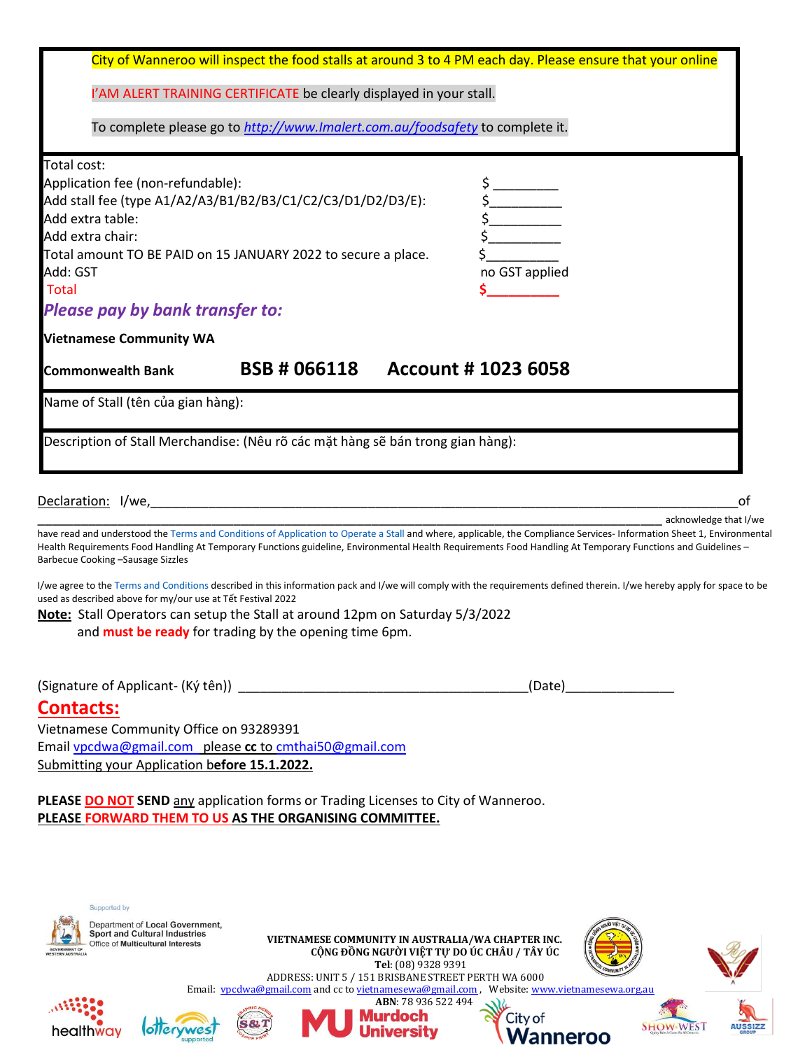City of Wanneroo will inspect the food stalls at around 3 to 4 PM each day. Please ensure that your online I'AM ALERT TRAINING CERTIFICATE be clearly displayed in your stall.

To complete please go to http://www.Imalert.com.au/foodsafety to complete it.

| Total cost: | |
|---|---|
| Application fee (non-refundable): | $ _________ |
| Add stall fee (type A1/A2/A3/B1/B2/B3/C1/C2/C3/D1/D2/D3/E): | $__________ |
| Add extra table: | $__________ |
| Add extra chair: | $__________ |
| Total amount TO BE PAID on 15 JANUARY 2022 to secure a place. | $__________ |
| Add: GST | no GST applied |
| Total | $__________ |

***Please pay by bank transfer to:***

**Vietnamese Community WA**

**Commonwealth Bank** **BSB # 066118** **Account # 1023 6058**

Name of Stall (tên của gian hàng):

Description of Stall Merchandise: (Nêu rõ các mặt hàng sẽ bán trong gian hàng):

Declaration: I/we,_______________________________________________________________________________of _______________________________________________________________________________________ acknowledge that I/we have read and understood the Terms and Conditions of Application to Operate a Stall and where, applicable, the Compliance Services- Information Sheet 1, Environmental Health Requirements Food Handling At Temporary Functions guideline, Environmental Health Requirements Food Handling At Temporary Functions and Guidelines – Barbecue Cooking –Sausage Sizzles

I/we agree to the Terms and Conditions described in this information pack and I/we will comply with the requirements defined therein. I/we hereby apply for space to be used as described above for my/our use at Tết Festival 2022

**Note:** Stall Operators can setup the Stall at around 12pm on Saturday 5/3/2022 and **must be ready** for trading by the opening time 6pm.

(Signature of Applicant- (Ký tên)) ________________________________________(Date)_______________

## Contacts:

Vietnamese Community Office on 93289391

Email vpcdwa@gmail.com please **cc** to cmthai50@gmail.com

Submitting your Application b**efore 15.1.2022.**

**PLEASE DO NOT SEND** any application forms or Trading Licenses to City of Wanneroo.

**PLEASE FORWARD THEM TO US AS THE ORGANISING COMMITTEE.**

Supported by Department of Local Government, Sport and Cultural Industries Office of Multicultural Interests

**VIETNAMESE COMMUNITY IN AUSTRALIA/WA CHAPTER INC.**
**CỘNG ĐỒNG NGƯỜI VIỆT TỰ DO ÚC CHÂU / TÂY ÚC**
**Tel**: (08) 9328 9391
ADDRESS: UNIT 5 / 151 BRISBANE STREET PERTH WA 6000
Email: vpcdwa@gmail.com and cc to vietnamesewa@gmail.com , Website: www.vietnamesewa.org.au
**ABN**: 78 936 522 494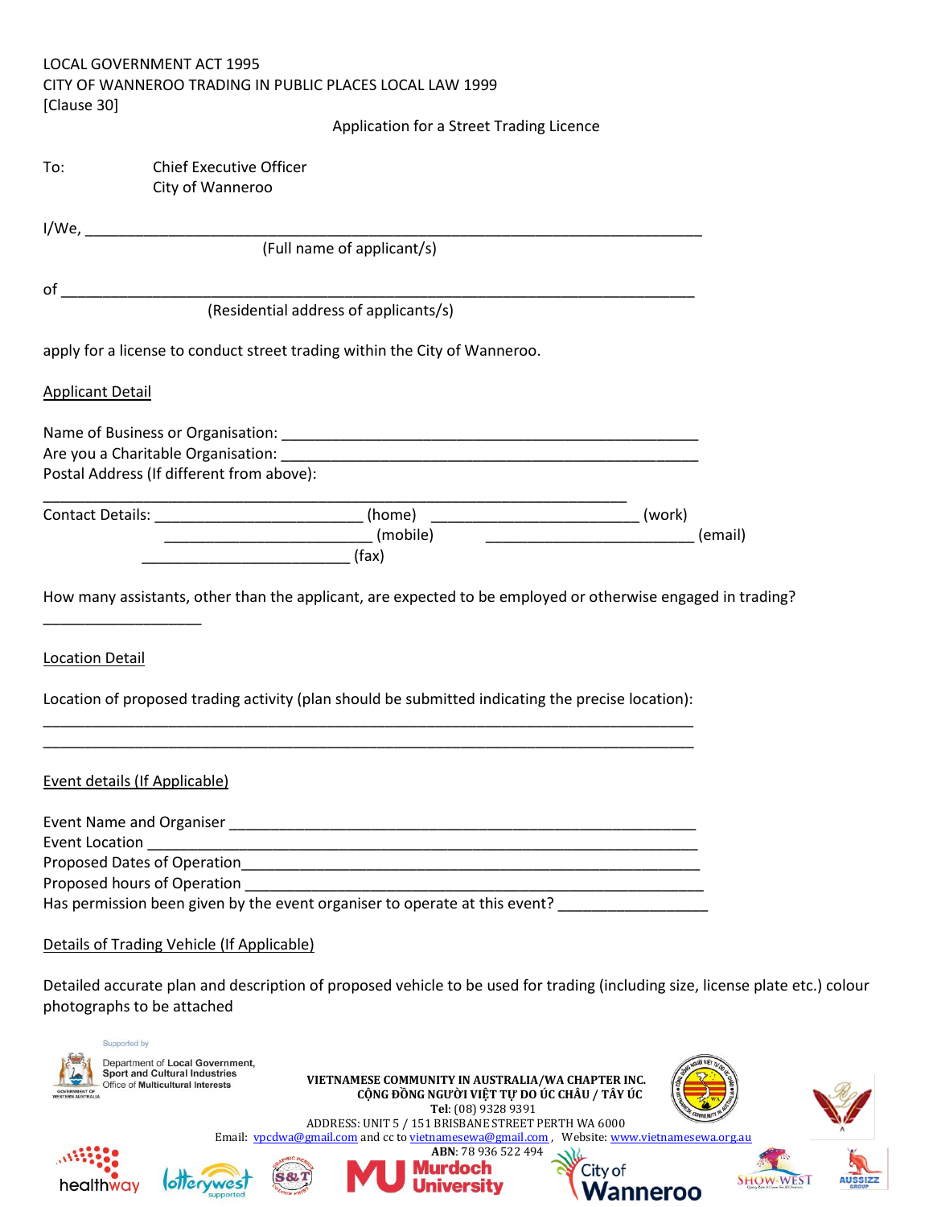LOCAL GOVERNMENT ACT 1995
CITY OF WANNEROO TRADING IN PUBLIC PLACES LOCAL LAW 1999
[Clause 30]

Application for a Street Trading Licence

To: Chief Executive Officer
City of Wanneroo

I/We, ________________________________________________________________________
(Full name of applicant/s)

of __________________________________________________________________________
(Residential address of applicants/s)

apply for a license to conduct street trading within the City of Wanneroo.

Applicant Detail

Name of Business or Organisation: ______________________________________________
Are you a Charitable Organisation: ______________________________________________
Postal Address (If different from above):
_______________________________________________________________________
Contact Details: ________________________ (home) ________________________ (work)
________________________ (mobile) ________________________ (email)
________________________ (fax)

How many assistants, other than the applicant, are expected to be employed or otherwise engaged in trading?
__________________

Location Detail

Location of proposed trading activity (plan should be submitted indicating the precise location):
___________________________________________________________________________
___________________________________________________________________________

Event details (If Applicable)

Event Name and Organiser ____________________________________________________
Event Location ____________________________________________________________
Proposed Dates of Operation__________________________________________________
Proposed hours of Operation _________________________________________________
Has permission been given by the event organiser to operate at this event? _________________

Details of Trading Vehicle (If Applicable)

Detailed accurate plan and description of proposed vehicle to be used for trading (including size, license plate etc.) colour photographs to be attached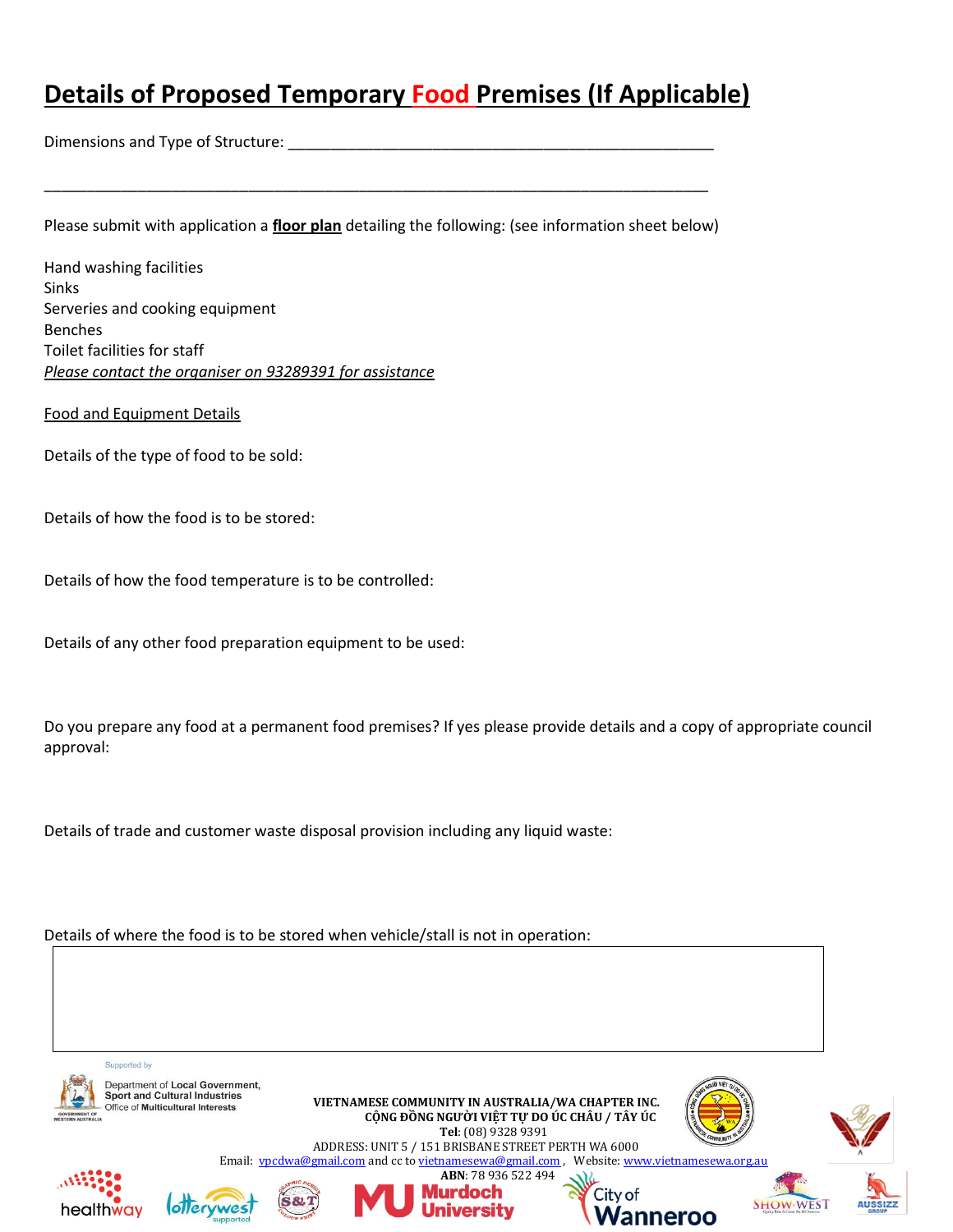# Details of Proposed Temporary Food Premises (If Applicable)

Dimensions and Type of Structure: ____________________________________________________

______________________________________________________________________________

Please submit with application a **floor plan** detailing the following: (see information sheet below)

Hand washing facilities
Sinks
Serveries and cooking equipment
Benches
Toilet facilities for staff
*Please contact the organiser on 93289391 for assistance*

Food and Equipment Details

Details of the type of food to be sold:

Details of how the food is to be stored:

Details of how the food temperature is to be controlled:

Details of any other food preparation equipment to be used:

Do you prepare any food at a permanent food premises? If yes please provide details and a copy of appropriate council approval:

Details of trade and customer waste disposal provision including any liquid waste:

Details of where the food is to be stored when vehicle/stall is not in operation:

| |
|---|
| |

Supported by

Department of Local Government, Sport and Cultural Industries
Office of Multicultural Interests

**VIETNAMESE COMMUNITY IN AUSTRALIA/WA CHAPTER INC.**
**CỘNG ĐỒNG NGƯỜI VIỆT TỰ DO ÚC CHÂU / TÂY ÚC**
**Tel**: (08) 9328 9391
ADDRESS: UNIT 5 / 151 BRISBANE STREET PERTH WA 6000
Email: vpcdwa@gmail.com and cc to vietnamesewa@gmail.com, Website: www.vietnamesewa.org.au
**ABN**: 78 936 522 494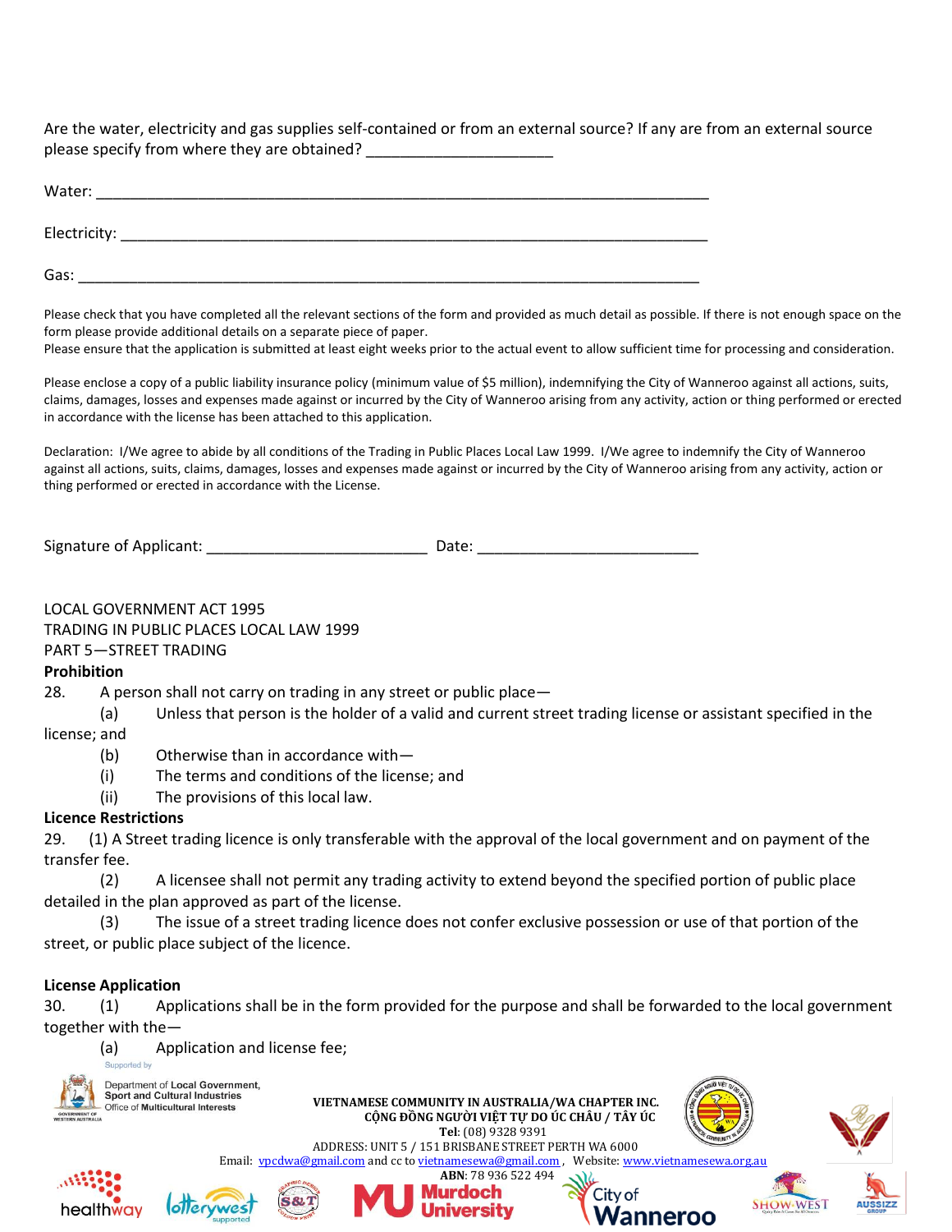Are the water, electricity and gas supplies self-contained or from an external source? If any are from an external source please specify from where they are obtained? ______________________

Water: ____________________________________________________________________________

Electricity: _________________________________________________________________________

Gas: ______________________________________________________________________________

Please check that you have completed all the relevant sections of the form and provided as much detail as possible. If there is not enough space on the form please provide additional details on a separate piece of paper.
Please ensure that the application is submitted at least eight weeks prior to the actual event to allow sufficient time for processing and consideration.

Please enclose a copy of a public liability insurance policy (minimum value of $5 million), indemnifying the City of Wanneroo against all actions, suits, claims, damages, losses and expenses made against or incurred by the City of Wanneroo arising from any activity, action or thing performed or erected in accordance with the license has been attached to this application.

Declaration: I/We agree to abide by all conditions of the Trading in Public Places Local Law 1999. I/We agree to indemnify the City of Wanneroo against all actions, suits, claims, damages, losses and expenses made against or incurred by the City of Wanneroo arising from any activity, action or thing performed or erected in accordance with the License.

Signature of Applicant: ___________________________ Date: ___________________________

LOCAL GOVERNMENT ACT 1995
TRADING IN PUBLIC PLACES LOCAL LAW 1999
PART 5—STREET TRADING

**Prohibition**

28. A person shall not carry on trading in any street or public place—
   (a) Unless that person is the holder of a valid and current street trading license or assistant specified in the license; and
   (b) Otherwise than in accordance with—
   (i) The terms and conditions of the license; and
   (ii) The provisions of this local law.

**Licence Restrictions**

29. (1) A Street trading licence is only transferable with the approval of the local government and on payment of the transfer fee.
   (2) A licensee shall not permit any trading activity to extend beyond the specified portion of public place detailed in the plan approved as part of the license.
   (3) The issue of a street trading licence does not confer exclusive possession or use of that portion of the street, or public place subject of the licence.

**License Application**

30. (1) Applications shall be in the form provided for the purpose and shall be forwarded to the local government together with the—
   (a) Application and license fee;

Supported by

Department of Local Government, Sport and Cultural Industries
Office of Multicultural Interests

**VIETNAMESE COMMUNITY IN AUSTRALIA/WA CHAPTER INC.**
**CỘNG ĐỒNG NGƯỜI VIỆT TỰ DO ÚC CHÂU / TÂY ÚC**
**Tel**: (08) 9328 9391
ADDRESS: UNIT 5 / 151 BRISBANE STREET PERTH WA 6000
Email: vpcdwa@gmail.com and cc to vietnamesewa@gmail.com, Website: www.vietnamesewa.org.au
**ABN**: 78 936 522 494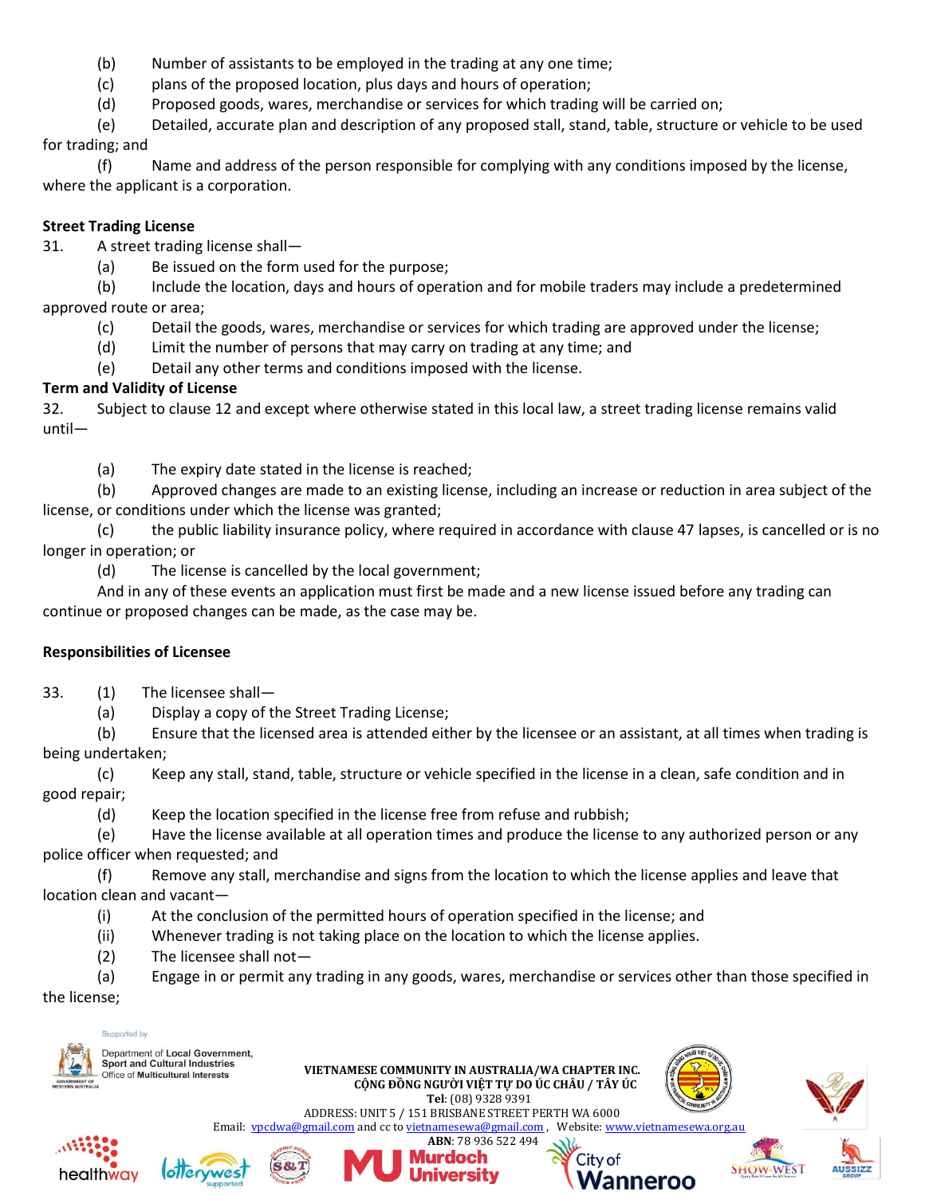(b) Number of assistants to be employed in the trading at any one time;

(c) plans of the proposed location, plus days and hours of operation;

(d) Proposed goods, wares, merchandise or services for which trading will be carried on;

(e) Detailed, accurate plan and description of any proposed stall, stand, table, structure or vehicle to be used for trading; and

(f) Name and address of the person responsible for complying with any conditions imposed by the license, where the applicant is a corporation.

**Street Trading License**

31. A street trading license shall—

(a) Be issued on the form used for the purpose;

(b) Include the location, days and hours of operation and for mobile traders may include a predetermined approved route or area;

(c) Detail the goods, wares, merchandise or services for which trading are approved under the license;

(d) Limit the number of persons that may carry on trading at any time; and

(e) Detail any other terms and conditions imposed with the license.

**Term and Validity of License**

32. Subject to clause 12 and except where otherwise stated in this local law, a street trading license remains valid until—

(a) The expiry date stated in the license is reached;

(b) Approved changes are made to an existing license, including an increase or reduction in area subject of the license, or conditions under which the license was granted;

(c) the public liability insurance policy, where required in accordance with clause 47 lapses, is cancelled or is no longer in operation; or

(d) The license is cancelled by the local government;

And in any of these events an application must first be made and a new license issued before any trading can continue or proposed changes can be made, as the case may be.

**Responsibilities of Licensee**

33. (1) The licensee shall—

(a) Display a copy of the Street Trading License;

(b) Ensure that the licensed area is attended either by the licensee or an assistant, at all times when trading is being undertaken;

(c) Keep any stall, stand, table, structure or vehicle specified in the license in a clean, safe condition and in good repair;

(d) Keep the location specified in the license free from refuse and rubbish;

(e) Have the license available at all operation times and produce the license to any authorized person or any police officer when requested; and

(f) Remove any stall, merchandise and signs from the location to which the license applies and leave that location clean and vacant—

(i) At the conclusion of the permitted hours of operation specified in the license; and

(ii) Whenever trading is not taking place on the location to which the license applies.

(2) The licensee shall not—

(a) Engage in or permit any trading in any goods, wares, merchandise or services other than those specified in the license;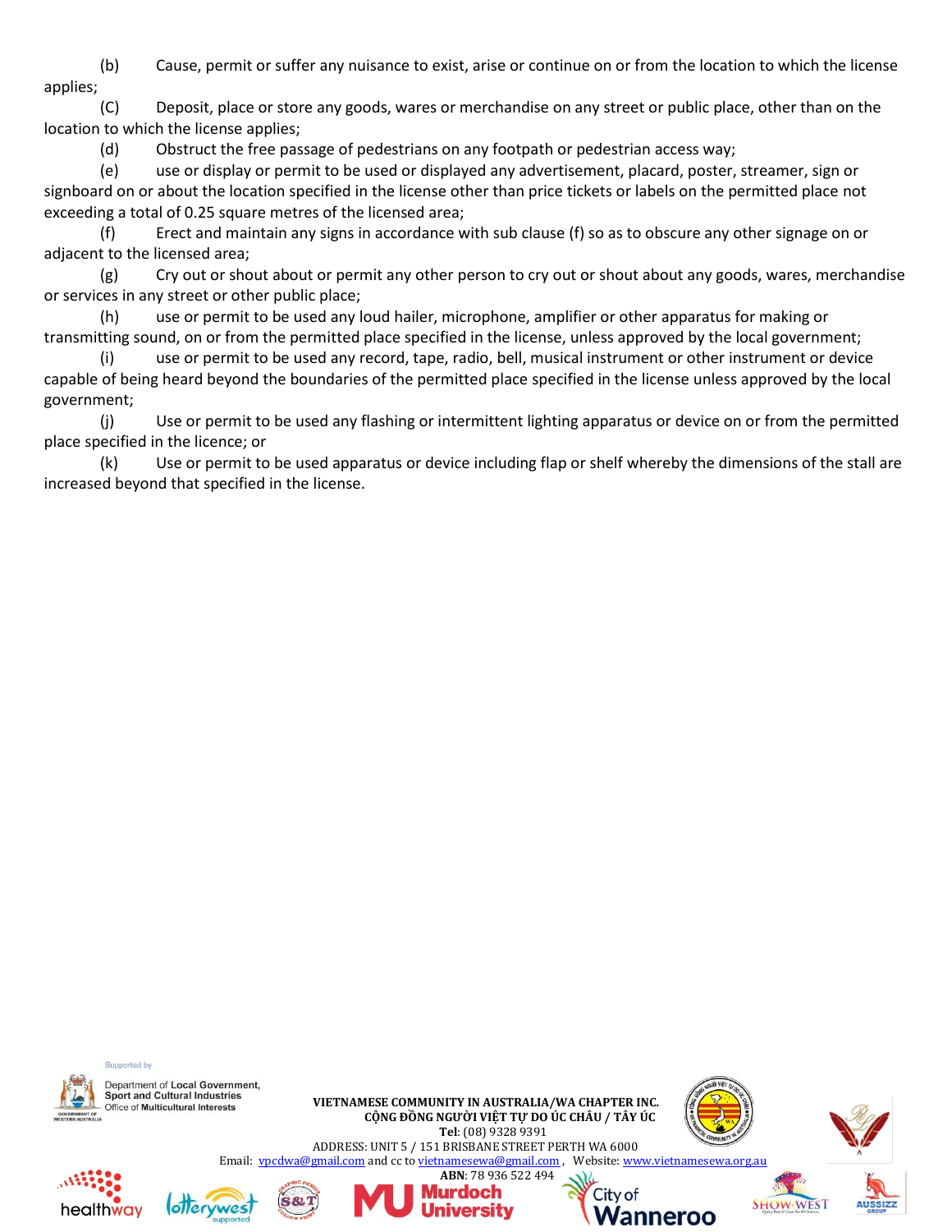(b) Cause, permit or suffer any nuisance to exist, arise or continue on or from the location to which the license applies;

(C) Deposit, place or store any goods, wares or merchandise on any street or public place, other than on the location to which the license applies;

(d) Obstruct the free passage of pedestrians on any footpath or pedestrian access way;

(e) use or display or permit to be used or displayed any advertisement, placard, poster, streamer, sign or signboard on or about the location specified in the license other than price tickets or labels on the permitted place not exceeding a total of 0.25 square metres of the licensed area;

(f) Erect and maintain any signs in accordance with sub clause (f) so as to obscure any other signage on or adjacent to the licensed area;

(g) Cry out or shout about or permit any other person to cry out or shout about any goods, wares, merchandise or services in any street or other public place;

(h) use or permit to be used any loud hailer, microphone, amplifier or other apparatus for making or transmitting sound, on or from the permitted place specified in the license, unless approved by the local government;

(i) use or permit to be used any record, tape, radio, bell, musical instrument or other instrument or device capable of being heard beyond the boundaries of the permitted place specified in the license unless approved by the local government;

(j) Use or permit to be used any flashing or intermittent lighting apparatus or device on or from the permitted place specified in the licence; or

(k) Use or permit to be used apparatus or device including flap or shelf whereby the dimensions of the stall are increased beyond that specified in the license.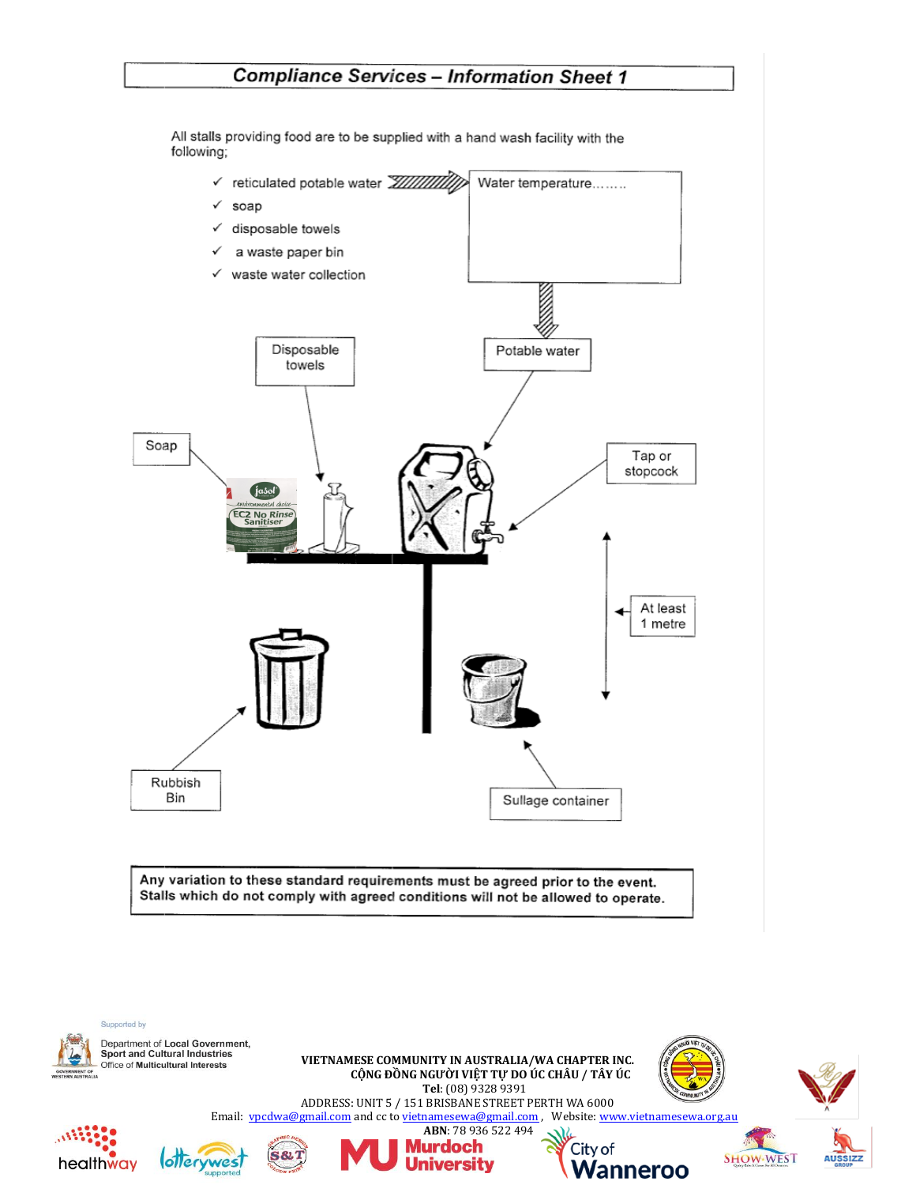## Compliance Services – Information Sheet 1

All stalls providing food are to be supplied with a hand wash facility with the following;

- ✓ reticulated potable water
- ✓ soap
- ✓ disposable towels
- ✓ a waste paper bin
- ✓ waste water collection

Water temperature……..

Potable water

Disposable towels

Soap

Tap or stopcock

At least 1 metre

Rubbish Bin

Sullage container

**Any variation to these standard requirements must be agreed prior to the event. Stalls which do not comply with agreed conditions will not be allowed to operate.**

Supported by

Department of Local Government, Sport and Cultural Industries
Office of Multicultural Interests

**VIETNAMESE COMMUNITY IN AUSTRALIA/WA CHAPTER INC.**
**CỘNG ĐỒNG NGƯỜI VIỆT TỰ DO ÚC CHÂU / TÂY ÚC**
**Tel**: (08) 9328 9391
ADDRESS: UNIT 5 / 151 BRISBANE STREET PERTH WA 6000
Email: vpcdwa@gmail.com and cc to vietnamesewa@gmail.com , Website: www.vietnamesewa.org.au
**ABN**: 78 936 522 494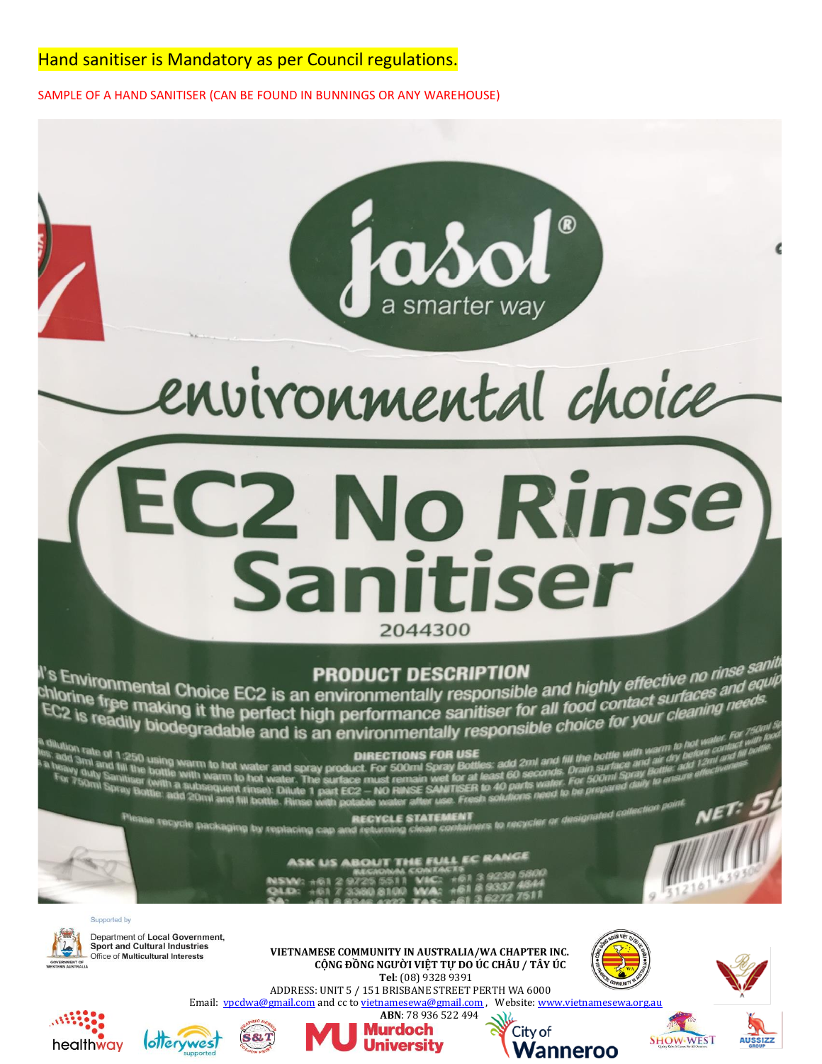Hand sanitiser is Mandatory as per Council regulations.

SAMPLE OF A HAND SANITISER (CAN BE FOUND IN BUNNINGS OR ANY WAREHOUSE)

jasol®
a smarter way

environmental choice

EC2 No Rinse Sanitiser

2044300

PRODUCT DESCRIPTION

...l's Environmental Choice EC2 is an environmentally responsible and highly effective no rinse sanit... chlorine free making it the perfect high performance sanitiser for all food contact surfaces and equip... EC2 is readily biodegradable and is an environmentally responsible choice for your cleaning needs.

DIRECTIONS FOR USE

...a dilution rate of 1:250 using warm to hot water and spray product. For 500ml Spray Bottles: add 2ml and fill the bottle with warm to hot water. For 750ml Sp... ...les: add 3ml and fill the bottle with warm to hot water. The surface must remain wet for at least 60 seconds. Drain surface and air dry before contact with food... ...a heavy duty Sanitiser (with a subsequent rinse): Dilute 1 part EC2 – NO RINSE SANITISER to 40 parts water. For 500ml Spray Bottle: add 12ml and fill bottle... For 750ml Spray Bottle: add 20ml and fill bottle. Rinse with potable water after use. Fresh solutions need to be prepared daily to ensure effectiveness.

RECYCLE STATEMENT

Please recycle packaging by replacing cap and returning clean containers to recycler or designated collection point.

NET: 5L

ASK US ABOUT THE FULL EC RANGE

REGIONAL CONTACTS

NSW: +61 2 9725 5511 VIC: +61 3 9239 5800
QLD: +61 7 3380 8100 WA: +61 8 9337 4844
SA: +61 8 8346 4022 TAS: +61 3 6272 7511

Supported by

Department of Local Government, Sport and Cultural Industries
Office of Multicultural Interests

**VIETNAMESE COMMUNITY IN AUSTRALIA/WA CHAPTER INC.**
**CỘNG ĐỒNG NGƯỜI VIỆT TỰ DO ÚC CHÂU / TÂY ÚC**
**Tel**: (08) 9328 9391
ADDRESS: UNIT 5 / 151 BRISBANE STREET PERTH WA 6000
Email: vpcdwa@gmail.com and cc to vietnamesewa@gmail.com , Website: www.vietnamesewa.org.au
**ABN**: 78 936 522 494

healthway | lotterywest supported | S&T | Murdoch University | City of Wanneroo | SHOW-WEST | AUSSIZZ GROUP